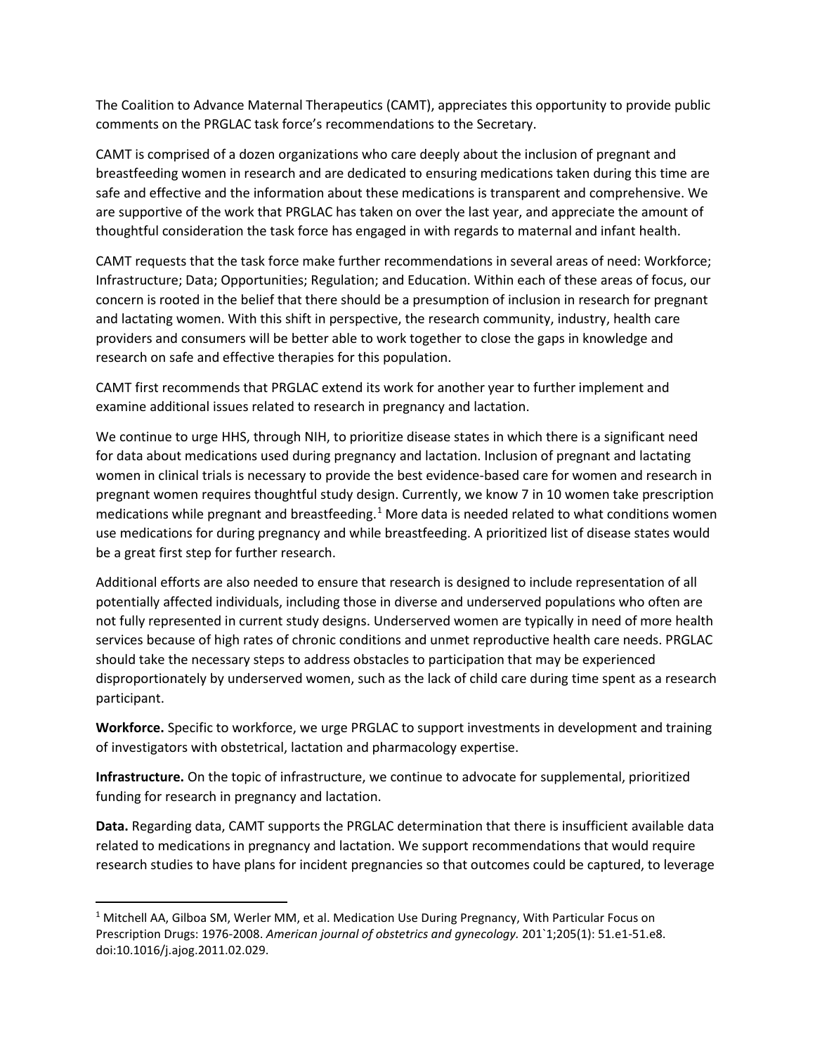The Coalition to Advance Maternal Therapeutics (CAMT), appreciates this opportunity to provide public comments on the PRGLAC task force's recommendations to the Secretary.

CAMT is comprised of a dozen organizations who care deeply about the inclusion of pregnant and breastfeeding women in research and are dedicated to ensuring medications taken during this time are safe and effective and the information about these medications is transparent and comprehensive. We are supportive of the work that PRGLAC has taken on over the last year, and appreciate the amount of thoughtful consideration the task force has engaged in with regards to maternal and infant health.

CAMT requests that the task force make further recommendations in several areas of need: Workforce; Infrastructure; Data; Opportunities; Regulation; and Education. Within each of these areas of focus, our concern is rooted in the belief that there should be a presumption of inclusion in research for pregnant and lactating women. With this shift in perspective, the research community, industry, health care providers and consumers will be better able to work together to close the gaps in knowledge and research on safe and effective therapies for this population.

CAMT first recommends that PRGLAC extend its work for another year to further implement and examine additional issues related to research in pregnancy and lactation.

We continue to urge HHS, through NIH, to prioritize disease states in which there is a significant need for data about medications used during pregnancy and lactation. Inclusion of pregnant and lactating women in clinical trials is necessary to provide the best evidence-based care for women and research in pregnant women requires thoughtful study design. Currently, we know 7 in 10 women take prescription medications while pregnant and breastfeeding.[1] More data is needed related to what conditions women use medications for during pregnancy and while breastfeeding. A prioritized list of disease states would be a great first step for further research.

Additional efforts are also needed to ensure that research is designed to include representation of all potentially affected individuals, including those in diverse and underserved populations who often are not fully represented in current study designs. Underserved women are typically in need of more health services because of high rates of chronic conditions and unmet reproductive health care needs. PRGLAC should take the necessary steps to address obstacles to participation that may be experienced disproportionately by underserved women, such as the lack of child care during time spent as a research participant.

**Workforce.** Specific to workforce, we urge PRGLAC to support investments in development and training of investigators with obstetrical, lactation and pharmacology expertise.

**Infrastructure.** On the topic of infrastructure, we continue to advocate for supplemental, prioritized funding for research in pregnancy and lactation.

**Data.** Regarding data, CAMT supports the PRGLAC determination that there is insufficient available data related to medications in pregnancy and lactation. We support recommendations that would require research studies to have plans for incident pregnancies so that outcomes could be captured, to leverage

---

[1] Mitchell AA, Gilboa SM, Werler MM, et al. Medication Use During Pregnancy, With Particular Focus on Prescription Drugs: 1976-2008. *American journal of obstetrics and gynecology.* 201`1;205(1): 51.e1-51.e8. doi:10.1016/j.ajog.2011.02.029.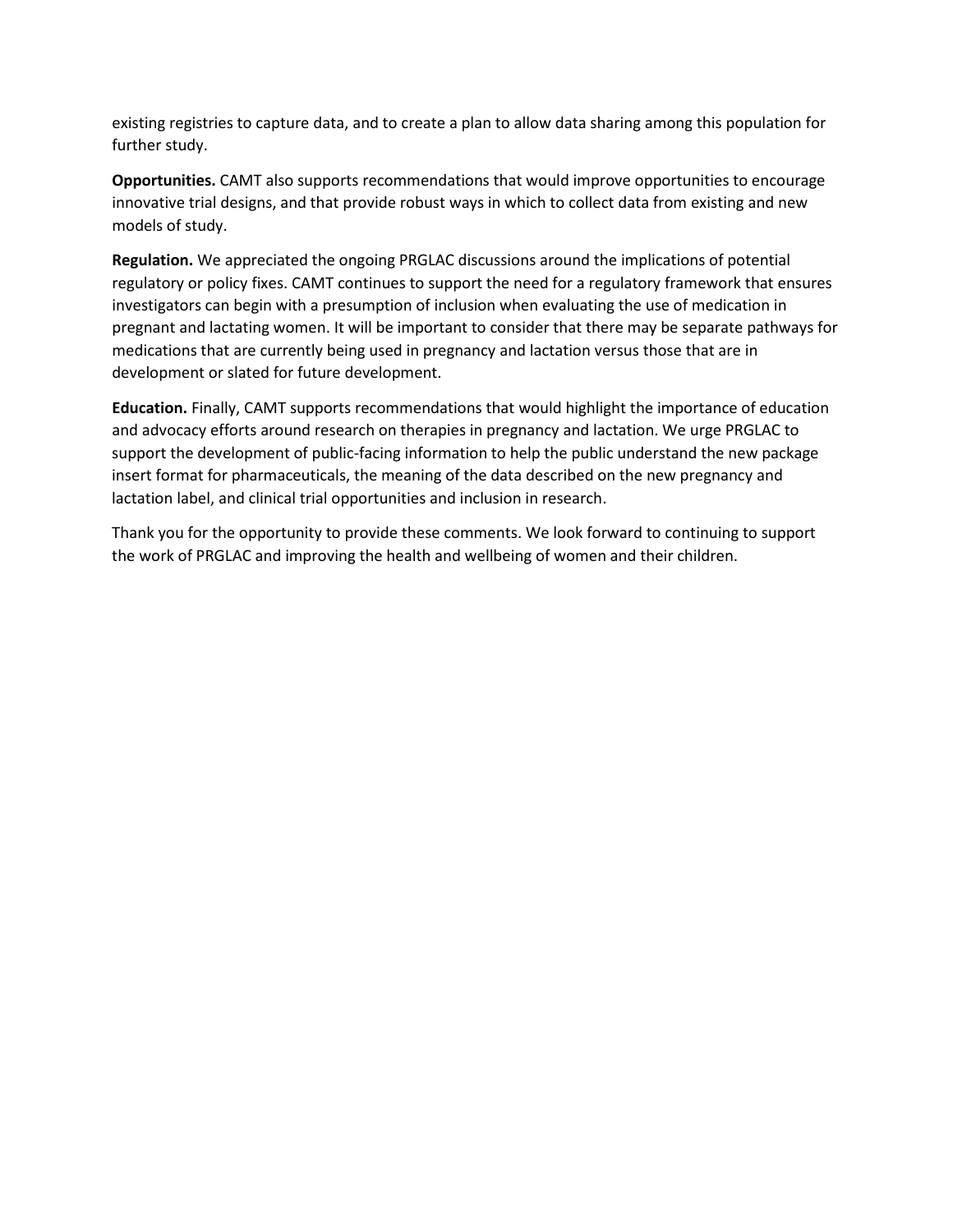existing registries to capture data, and to create a plan to allow data sharing among this population for further study.

**Opportunities.** CAMT also supports recommendations that would improve opportunities to encourage innovative trial designs, and that provide robust ways in which to collect data from existing and new models of study.

**Regulation.** We appreciated the ongoing PRGLAC discussions around the implications of potential regulatory or policy fixes. CAMT continues to support the need for a regulatory framework that ensures investigators can begin with a presumption of inclusion when evaluating the use of medication in pregnant and lactating women. It will be important to consider that there may be separate pathways for medications that are currently being used in pregnancy and lactation versus those that are in development or slated for future development.

**Education.** Finally, CAMT supports recommendations that would highlight the importance of education and advocacy efforts around research on therapies in pregnancy and lactation. We urge PRGLAC to support the development of public-facing information to help the public understand the new package insert format for pharmaceuticals, the meaning of the data described on the new pregnancy and lactation label, and clinical trial opportunities and inclusion in research.

Thank you for the opportunity to provide these comments. We look forward to continuing to support the work of PRGLAC and improving the health and wellbeing of women and their children.